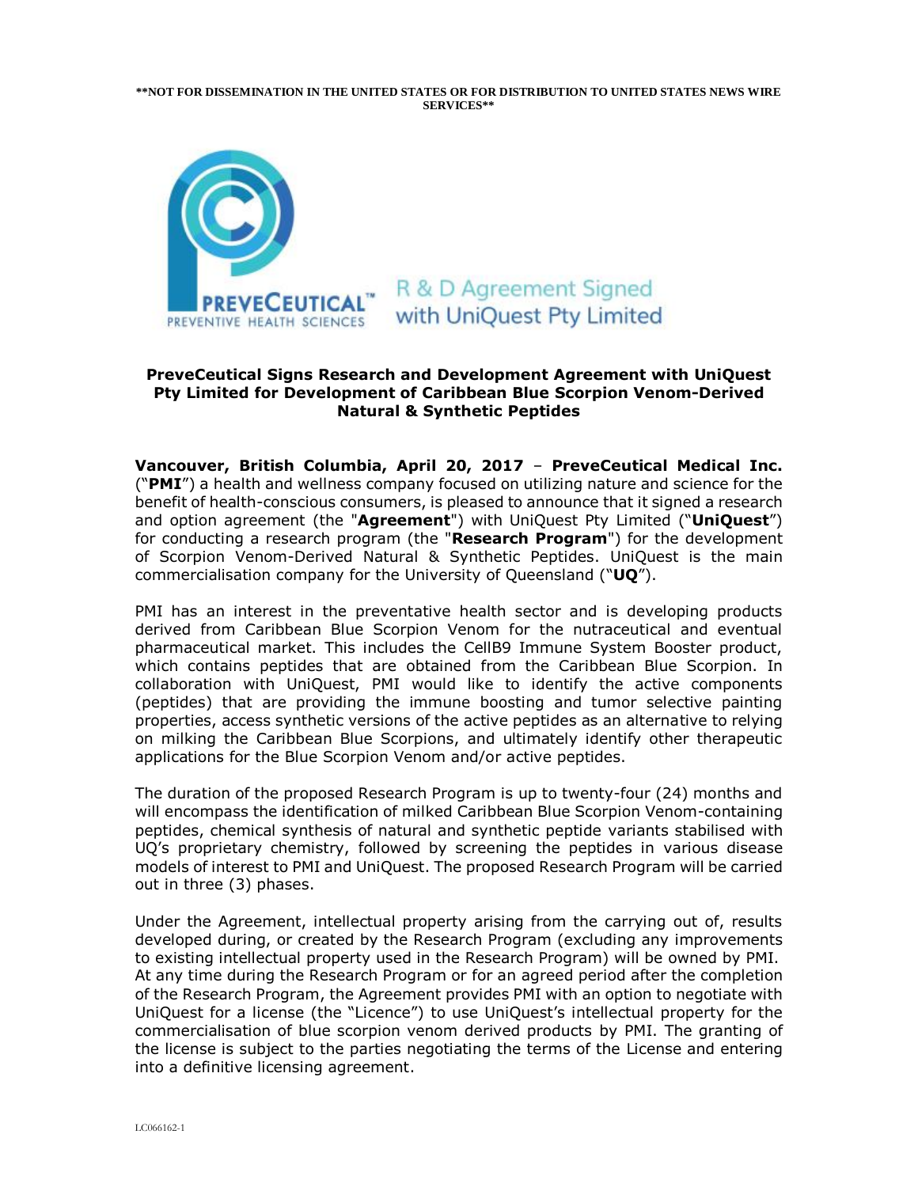**\*\*NOT FOR DISSEMINATION IN THE UNITED STATES OR FOR DISTRIBUTION TO UNITED STATES NEWS WIRE SERVICES\*\***

R & D Agreement Signed with UniQuest Pty Limited

## PreveCeutical Signs Research and Development Agreement with UniQuest Pty Limited for Development of Caribbean Blue Scorpion Venom-Derived Natural & Synthetic Peptides

**Vancouver, British Columbia, April 20, 2017** – **PreveCeutical Medical Inc.** ("**PMI**") a health and wellness company focused on utilizing nature and science for the benefit of health-conscious consumers, is pleased to announce that it signed a research and option agreement (the "**Agreement**") with UniQuest Pty Limited ("**UniQuest**") for conducting a research program (the "**Research Program**") for the development of Scorpion Venom-Derived Natural & Synthetic Peptides. UniQuest is the main commercialisation company for the University of Queensland ("**UQ**").

PMI has an interest in the preventative health sector and is developing products derived from Caribbean Blue Scorpion Venom for the nutraceutical and eventual pharmaceutical market. This includes the CellB9 Immune System Booster product, which contains peptides that are obtained from the Caribbean Blue Scorpion. In collaboration with UniQuest, PMI would like to identify the active components (peptides) that are providing the immune boosting and tumor selective painting properties, access synthetic versions of the active peptides as an alternative to relying on milking the Caribbean Blue Scorpions, and ultimately identify other therapeutic applications for the Blue Scorpion Venom and/or active peptides.

The duration of the proposed Research Program is up to twenty-four (24) months and will encompass the identification of milked Caribbean Blue Scorpion Venom-containing peptides, chemical synthesis of natural and synthetic peptide variants stabilised with UQ's proprietary chemistry, followed by screening the peptides in various disease models of interest to PMI and UniQuest. The proposed Research Program will be carried out in three (3) phases.

Under the Agreement, intellectual property arising from the carrying out of, results developed during, or created by the Research Program (excluding any improvements to existing intellectual property used in the Research Program) will be owned by PMI. At any time during the Research Program or for an agreed period after the completion of the Research Program, the Agreement provides PMI with an option to negotiate with UniQuest for a license (the "Licence") to use UniQuest's intellectual property for the commercialisation of blue scorpion venom derived products by PMI. The granting of the license is subject to the parties negotiating the terms of the License and entering into a definitive licensing agreement.

LC066162-1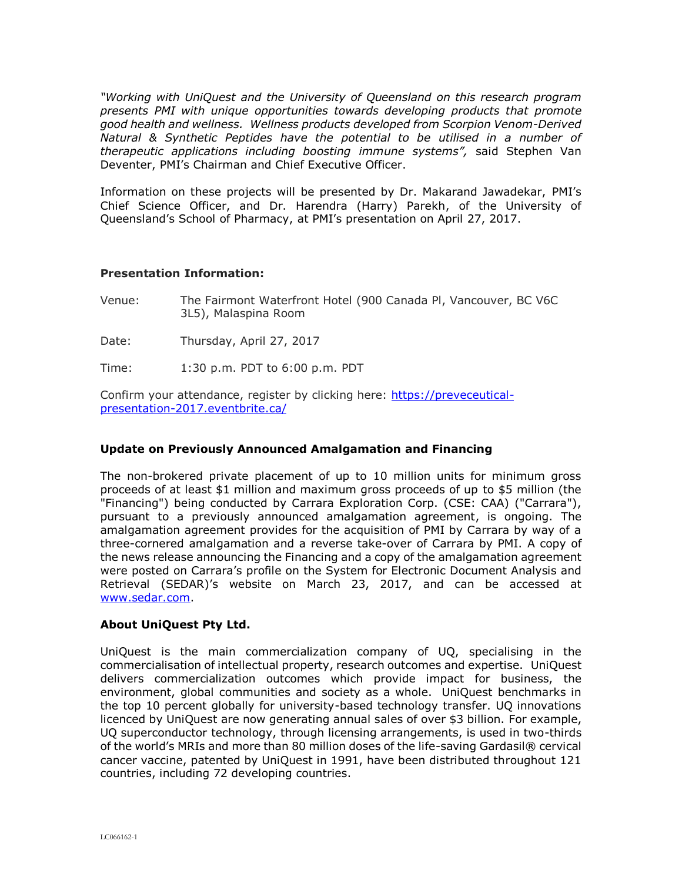*"Working with UniQuest and the University of Queensland on this research program presents PMI with unique opportunities towards developing products that promote good health and wellness. Wellness products developed from Scorpion Venom-Derived Natural & Synthetic Peptides have the potential to be utilised in a number of therapeutic applications including boosting immune systems",* said Stephen Van Deventer, PMI's Chairman and Chief Executive Officer.

Information on these projects will be presented by Dr. Makarand Jawadekar, PMI's Chief Science Officer, and Dr. Harendra (Harry) Parekh, of the University of Queensland's School of Pharmacy, at PMI's presentation on April 27, 2017.

**Presentation Information:**

Venue: The Fairmont Waterfront Hotel (900 Canada Pl, Vancouver, BC V6C 3L5), Malaspina Room

Date: Thursday, April 27, 2017

Time: 1:30 p.m. PDT to 6:00 p.m. PDT

Confirm your attendance, register by clicking here: [https://preveceutical-presentation-2017.eventbrite.ca/](https://preveceutical-presentation-2017.eventbrite.ca/)

**Update on Previously Announced Amalgamation and Financing**

The non-brokered private placement of up to 10 million units for minimum gross proceeds of at least $1 million and maximum gross proceeds of up to $5 million (the "Financing") being conducted by Carrara Exploration Corp. (CSE: CAA) ("Carrara"), pursuant to a previously announced amalgamation agreement, is ongoing. The amalgamation agreement provides for the acquisition of PMI by Carrara by way of a three-cornered amalgamation and a reverse take-over of Carrara by PMI. A copy of the news release announcing the Financing and a copy of the amalgamation agreement were posted on Carrara's profile on the System for Electronic Document Analysis and Retrieval (SEDAR)'s website on March 23, 2017, and can be accessed at [www.sedar.com](www.sedar.com).

**About UniQuest Pty Ltd.**

UniQuest is the main commercialization company of UQ, specialising in the commercialisation of intellectual property, research outcomes and expertise. UniQuest delivers commercialization outcomes which provide impact for business, the environment, global communities and society as a whole. UniQuest benchmarks in the top 10 percent globally for university-based technology transfer. UQ innovations licenced by UniQuest are now generating annual sales of over $3 billion. For example, UQ superconductor technology, through licensing arrangements, is used in two-thirds of the world's MRIs and more than 80 million doses of the life-saving Gardasil® cervical cancer vaccine, patented by UniQuest in 1991, have been distributed throughout 121 countries, including 72 developing countries.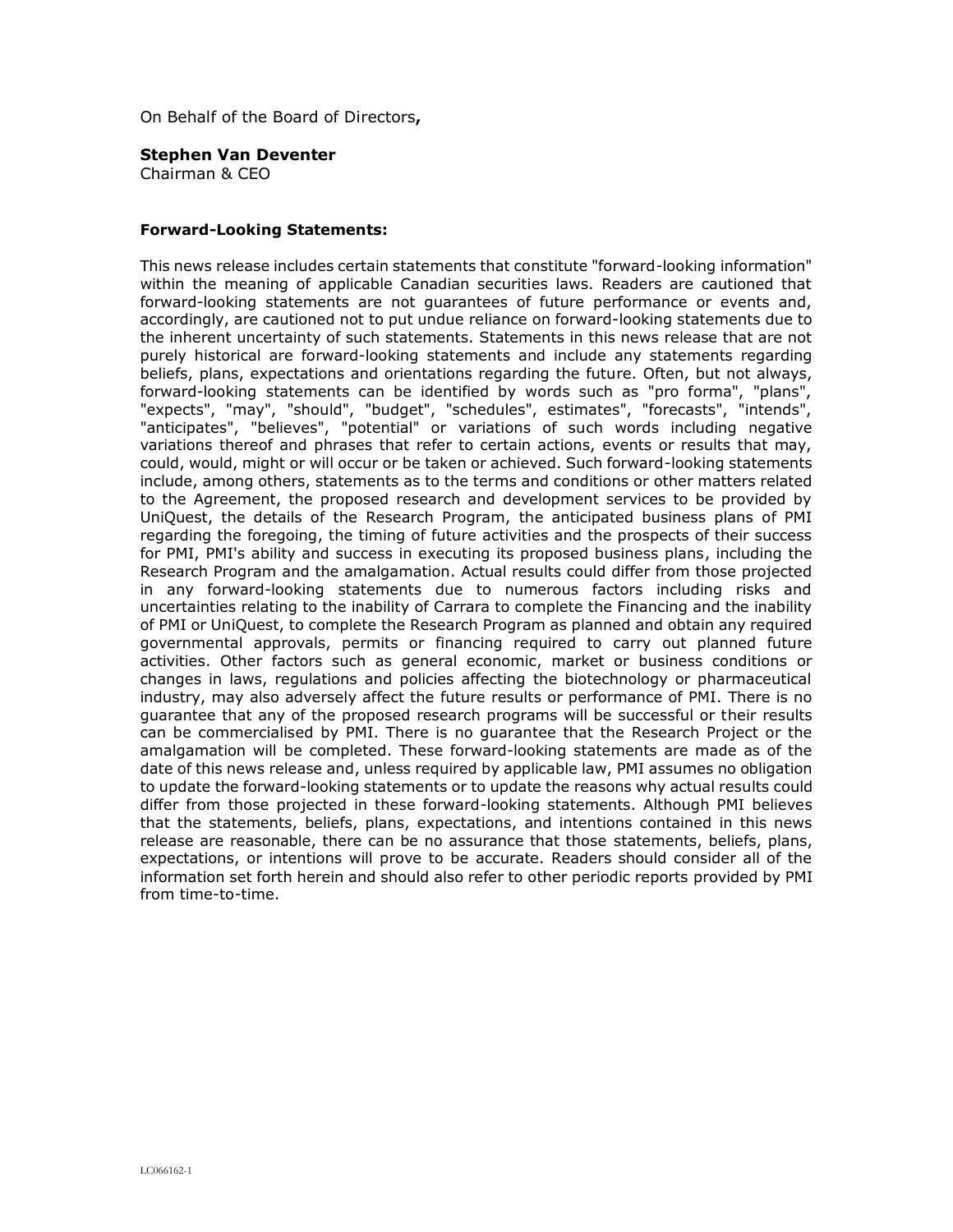On Behalf of the Board of Directors**,**

**Stephen Van Deventer**
Chairman & CEO

**Forward-Looking Statements:**

This news release includes certain statements that constitute "forward-looking information" within the meaning of applicable Canadian securities laws. Readers are cautioned that forward-looking statements are not guarantees of future performance or events and, accordingly, are cautioned not to put undue reliance on forward-looking statements due to the inherent uncertainty of such statements. Statements in this news release that are not purely historical are forward-looking statements and include any statements regarding beliefs, plans, expectations and orientations regarding the future. Often, but not always, forward-looking statements can be identified by words such as "pro forma", "plans", "expects", "may", "should", "budget", "schedules", estimates", "forecasts", "intends", "anticipates", "believes", "potential" or variations of such words including negative variations thereof and phrases that refer to certain actions, events or results that may, could, would, might or will occur or be taken or achieved. Such forward-looking statements include, among others, statements as to the terms and conditions or other matters related to the Agreement, the proposed research and development services to be provided by UniQuest, the details of the Research Program, the anticipated business plans of PMI regarding the foregoing, the timing of future activities and the prospects of their success for PMI, PMI's ability and success in executing its proposed business plans, including the Research Program and the amalgamation. Actual results could differ from those projected in any forward-looking statements due to numerous factors including risks and uncertainties relating to the inability of Carrara to complete the Financing and the inability of PMI or UniQuest, to complete the Research Program as planned and obtain any required governmental approvals, permits or financing required to carry out planned future activities. Other factors such as general economic, market or business conditions or changes in laws, regulations and policies affecting the biotechnology or pharmaceutical industry, may also adversely affect the future results or performance of PMI. There is no guarantee that any of the proposed research programs will be successful or their results can be commercialised by PMI. There is no guarantee that the Research Project or the amalgamation will be completed. These forward-looking statements are made as of the date of this news release and, unless required by applicable law, PMI assumes no obligation to update the forward-looking statements or to update the reasons why actual results could differ from those projected in these forward-looking statements. Although PMI believes that the statements, beliefs, plans, expectations, and intentions contained in this news release are reasonable, there can be no assurance that those statements, beliefs, plans, expectations, or intentions will prove to be accurate. Readers should consider all of the information set forth herein and should also refer to other periodic reports provided by PMI from time-to-time.

LC066162-1